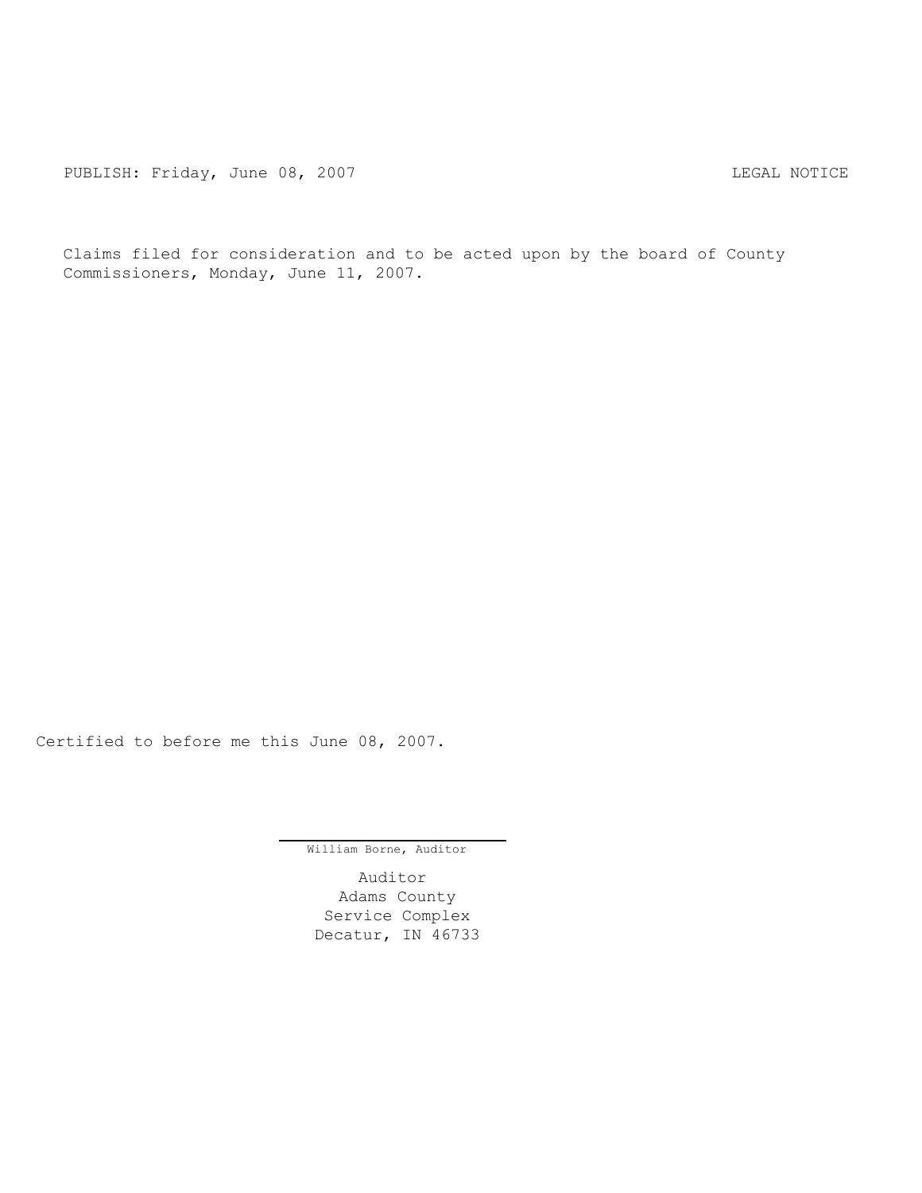PUBLISH: Friday, June 08, 2007 LEGAL NOTICE

Claims filed for consideration and to be acted upon by the board of County Commissioners, Monday, June 11, 2007.

Certified to before me this June 08, 2007.

William Borne, Auditor

Auditor
Adams County
Service Complex
Decatur, IN 46733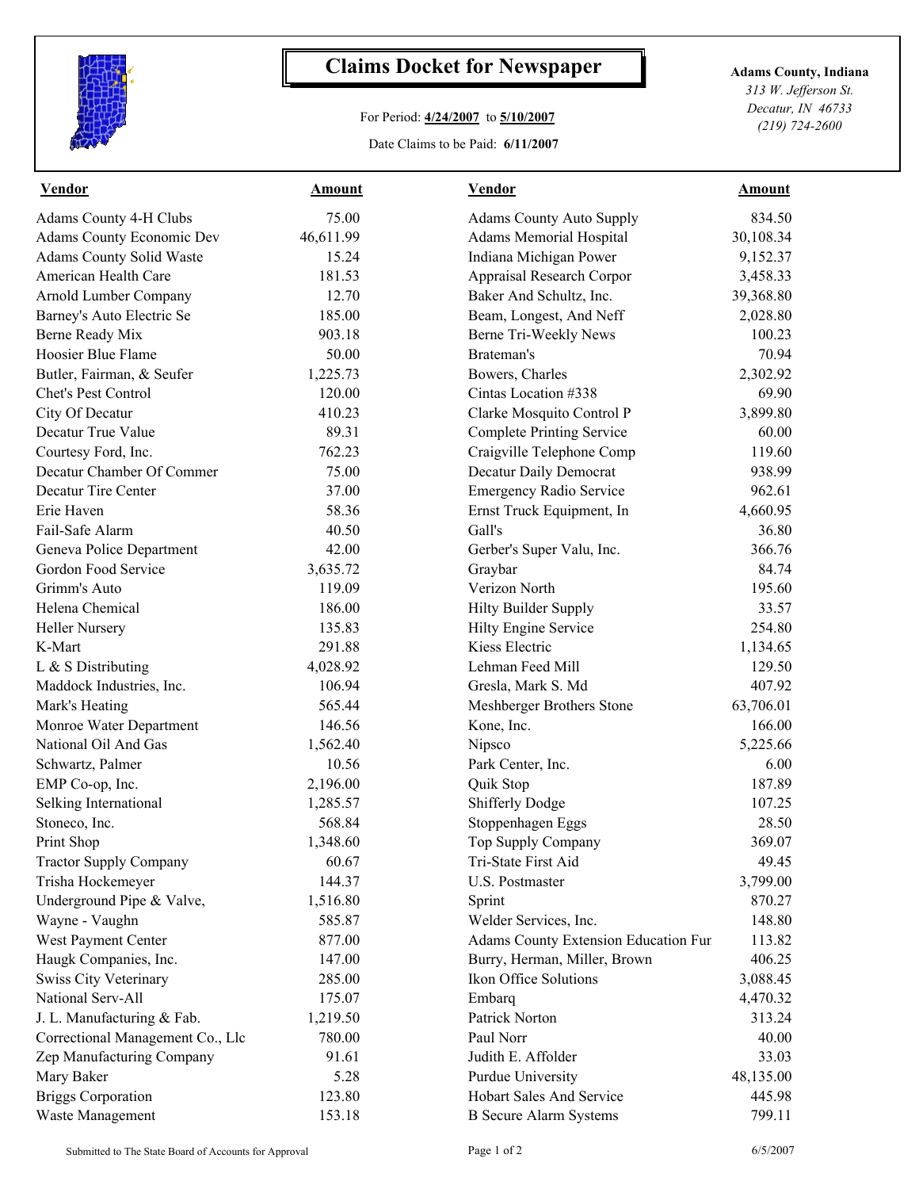# Claims Docket for Newspaper

For Period: **4/24/2007** to **5/10/2007**

Date Claims to be Paid: **6/11/2007**

**Adams County, Indiana**
*313 W. Jefferson St.*
*Decatur, IN 46733*
*(219) 724-2600*

| Vendor | Amount | Vendor | Amount |
|---|---|---|---|
| Adams County 4-H Clubs | 75.00 | Adams County Auto Supply | 834.50 |
| Adams County Economic Dev | 46,611.99 | Adams Memorial Hospital | 30,108.34 |
| Adams County Solid Waste | 15.24 | Indiana Michigan Power | 9,152.37 |
| American Health Care | 181.53 | Appraisal Research Corpor | 3,458.33 |
| Arnold Lumber Company | 12.70 | Baker And Schultz, Inc. | 39,368.80 |
| Barney's Auto Electric Se | 185.00 | Beam, Longest, And Neff | 2,028.80 |
| Berne Ready Mix | 903.18 | Berne Tri-Weekly News | 100.23 |
| Hoosier Blue Flame | 50.00 | Brateman's | 70.94 |
| Butler, Fairman, & Seufer | 1,225.73 | Bowers, Charles | 2,302.92 |
| Chet's Pest Control | 120.00 | Cintas Location #338 | 69.90 |
| City Of Decatur | 410.23 | Clarke Mosquito Control P | 3,899.80 |
| Decatur True Value | 89.31 | Complete Printing Service | 60.00 |
| Courtesy Ford, Inc. | 762.23 | Craigville Telephone Comp | 119.60 |
| Decatur Chamber Of Commer | 75.00 | Decatur Daily Democrat | 938.99 |
| Decatur Tire Center | 37.00 | Emergency Radio Service | 962.61 |
| Erie Haven | 58.36 | Ernst Truck Equipment, In | 4,660.95 |
| Fail-Safe Alarm | 40.50 | Gall's | 36.80 |
| Geneva Police Department | 42.00 | Gerber's Super Valu, Inc. | 366.76 |
| Gordon Food Service | 3,635.72 | Graybar | 84.74 |
| Grimm's Auto | 119.09 | Verizon North | 195.60 |
| Helena Chemical | 186.00 | Hilty Builder Supply | 33.57 |
| Heller Nursery | 135.83 | Hilty Engine Service | 254.80 |
| K-Mart | 291.88 | Kiess Electric | 1,134.65 |
| L & S Distributing | 4,028.92 | Lehman Feed Mill | 129.50 |
| Maddock Industries, Inc. | 106.94 | Gresla, Mark S. Md | 407.92 |
| Mark's Heating | 565.44 | Meshberger Brothers Stone | 63,706.01 |
| Monroe Water Department | 146.56 | Kone, Inc. | 166.00 |
| National Oil And Gas | 1,562.40 | Nipsco | 5,225.66 |
| Schwartz, Palmer | 10.56 | Park Center, Inc. | 6.00 |
| EMP Co-op, Inc. | 2,196.00 | Quik Stop | 187.89 |
| Selking International | 1,285.57 | Shifferly Dodge | 107.25 |
| Stoneco, Inc. | 568.84 | Stoppenhagen Eggs | 28.50 |
| Print Shop | 1,348.60 | Top Supply Company | 369.07 |
| Tractor Supply Company | 60.67 | Tri-State First Aid | 49.45 |
| Trisha Hockemeyer | 144.37 | U.S. Postmaster | 3,799.00 |
| Underground Pipe & Valve, | 1,516.80 | Sprint | 870.27 |
| Wayne - Vaughn | 585.87 | Welder Services, Inc. | 148.80 |
| West Payment Center | 877.00 | Adams County Extension Education Fur | 113.82 |
| Haugk Companies, Inc. | 147.00 | Burry, Herman, Miller, Brown | 406.25 |
| Swiss City Veterinary | 285.00 | Ikon Office Solutions | 3,088.45 |
| National Serv-All | 175.07 | Embarq | 4,470.32 |
| J. L. Manufacturing & Fab. | 1,219.50 | Patrick Norton | 313.24 |
| Correctional Management Co., Llc | 780.00 | Paul Norr | 40.00 |
| Zep Manufacturing Company | 91.61 | Judith E. Affolder | 33.03 |
| Mary Baker | 5.28 | Purdue University | 48,135.00 |
| Briggs Corporation | 123.80 | Hobart Sales And Service | 445.98 |
| Waste Management | 153.18 | B Secure Alarm Systems | 799.11 |

Submitted to The State Board of Accounts for Approval

6/5/2007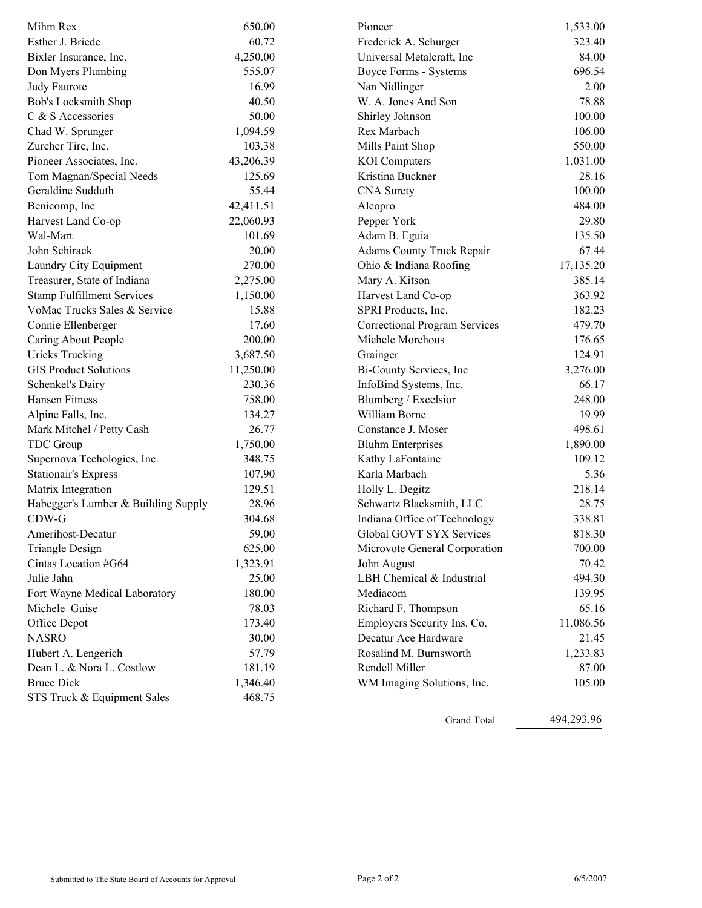| | | | |
|---|---|---|---|
| Mihm Rex | 650.00 | Pioneer | 1,533.00 |
| Esther J. Briede | 60.72 | Frederick A. Schurger | 323.40 |
| Bixler Insurance, Inc. | 4,250.00 | Universal Metalcraft, Inc | 84.00 |
| Don Myers Plumbing | 555.07 | Boyce Forms - Systems | 696.54 |
| Judy Faurote | 16.99 | Nan Nidlinger | 2.00 |
| Bob's Locksmith Shop | 40.50 | W. A. Jones And Son | 78.88 |
| C & S Accessories | 50.00 | Shirley Johnson | 100.00 |
| Chad W. Sprunger | 1,094.59 | Rex Marbach | 106.00 |
| Zurcher Tire, Inc. | 103.38 | Mills Paint Shop | 550.00 |
| Pioneer Associates, Inc. | 43,206.39 | KOI Computers | 1,031.00 |
| Tom Magnan/Special Needs | 125.69 | Kristina Buckner | 28.16 |
| Geraldine Sudduth | 55.44 | CNA Surety | 100.00 |
| Benicomp, Inc | 42,411.51 | Alcopro | 484.00 |
| Harvest Land Co-op | 22,060.93 | Pepper York | 29.80 |
| Wal-Mart | 101.69 | Adam B. Eguia | 135.50 |
| John Schirack | 20.00 | Adams County Truck Repair | 67.44 |
| Laundry City Equipment | 270.00 | Ohio & Indiana Roofing | 17,135.20 |
| Treasurer, State of Indiana | 2,275.00 | Mary A. Kitson | 385.14 |
| Stamp Fulfillment Services | 1,150.00 | Harvest Land Co-op | 363.92 |
| VoMac Trucks Sales & Service | 15.88 | SPRI Products, Inc. | 182.23 |
| Connie Ellenberger | 17.60 | Correctional Program Services | 479.70 |
| Caring About People | 200.00 | Michele Morehous | 176.65 |
| Uricks Trucking | 3,687.50 | Grainger | 124.91 |
| GIS Product Solutions | 11,250.00 | Bi-County Services, Inc | 3,276.00 |
| Schenkel's Dairy | 230.36 | InfoBind Systems, Inc. | 66.17 |
| Hansen Fitness | 758.00 | Blumberg / Excelsior | 248.00 |
| Alpine Falls, Inc. | 134.27 | William Borne | 19.99 |
| Mark Mitchel / Petty Cash | 26.77 | Constance J. Moser | 498.61 |
| TDC Group | 1,750.00 | Bluhm Enterprises | 1,890.00 |
| Supernova Techologies, Inc. | 348.75 | Kathy LaFontaine | 109.12 |
| Stationair's Express | 107.90 | Karla Marbach | 5.36 |
| Matrix Integration | 129.51 | Holly L. Degitz | 218.14 |
| Habegger's Lumber & Building Supply | 28.96 | Schwartz Blacksmith, LLC | 28.75 |
| CDW-G | 304.68 | Indiana Office of Technology | 338.81 |
| Amerihost-Decatur | 59.00 | Global GOVT SYX Services | 818.30 |
| Triangle Design | 625.00 | Microvote General Corporation | 700.00 |
| Cintas Location #G64 | 1,323.91 | John August | 70.42 |
| Julie Jahn | 25.00 | LBH Chemical & Industrial | 494.30 |
| Fort Wayne Medical Laboratory | 180.00 | Mediacom | 139.95 |
| Michele Guise | 78.03 | Richard F. Thompson | 65.16 |
| Office Depot | 173.40 | Employers Security Ins. Co. | 11,086.56 |
| NASRO | 30.00 | Decatur Ace Hardware | 21.45 |
| Hubert A. Lengerich | 57.79 | Rosalind M. Burnsworth | 1,233.83 |
| Dean L. & Nora L. Costlow | 181.19 | Rendell Miller | 87.00 |
| Bruce Dick | 1,346.40 | WM Imaging Solutions, Inc. | 105.00 |
| STS Truck & Equipment Sales | 468.75 | | |
| | | Grand Total | 494,293.96 |

Submitted to The State Board of Accounts for Approval

6/5/2007